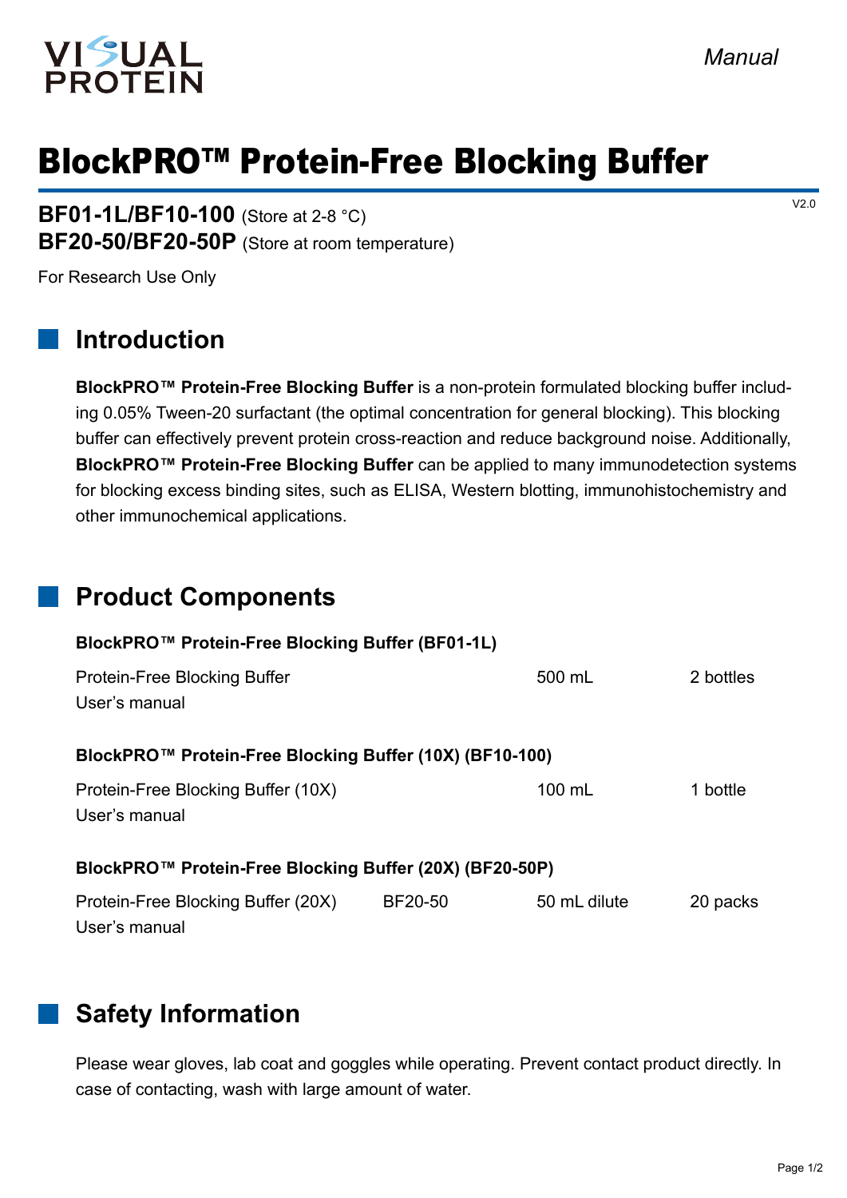VISUAL PROTEIN

*Manual*

# BlockPRO™ Protein-Free Blocking Buffer

V2.0

**BF01-1L/BF10-100** (Store at 2-8 °C)
**BF20-50/BF20-50P** (Store at room temperature)

For Research Use Only

## Introduction

**BlockPRO™ Protein-Free Blocking Buffer** is a non-protein formulated blocking buffer including 0.05% Tween-20 surfactant (the optimal concentration for general blocking). This blocking buffer can effectively prevent protein cross-reaction and reduce background noise. Additionally, **BlockPRO™ Protein-Free Blocking Buffer** can be applied to many immunodetection systems for blocking excess binding sites, such as ELISA, Western blotting, immunohistochemistry and other immunochemical applications.

## Product Components

**BlockPRO™ Protein-Free Blocking Buffer (BF01-1L)**

| | | | |
|---|---|---|---|
| Protein-Free Blocking Buffer | | 500 mL | 2 bottles |
| User's manual | | | |

**BlockPRO™ Protein-Free Blocking Buffer (10X) (BF10-100)**

| | | | |
|---|---|---|---|
| Protein-Free Blocking Buffer (10X) | | 100 mL | 1 bottle |
| User's manual | | | |

**BlockPRO™ Protein-Free Blocking Buffer (20X) (BF20-50P)**

| | | | |
|---|---|---|---|
| Protein-Free Blocking Buffer (20X) | BF20-50 | 50 mL dilute | 20 packs |
| User's manual | | | |

## Safety Information

Please wear gloves, lab coat and goggles while operating. Prevent contact product directly. In case of contacting, wash with large amount of water.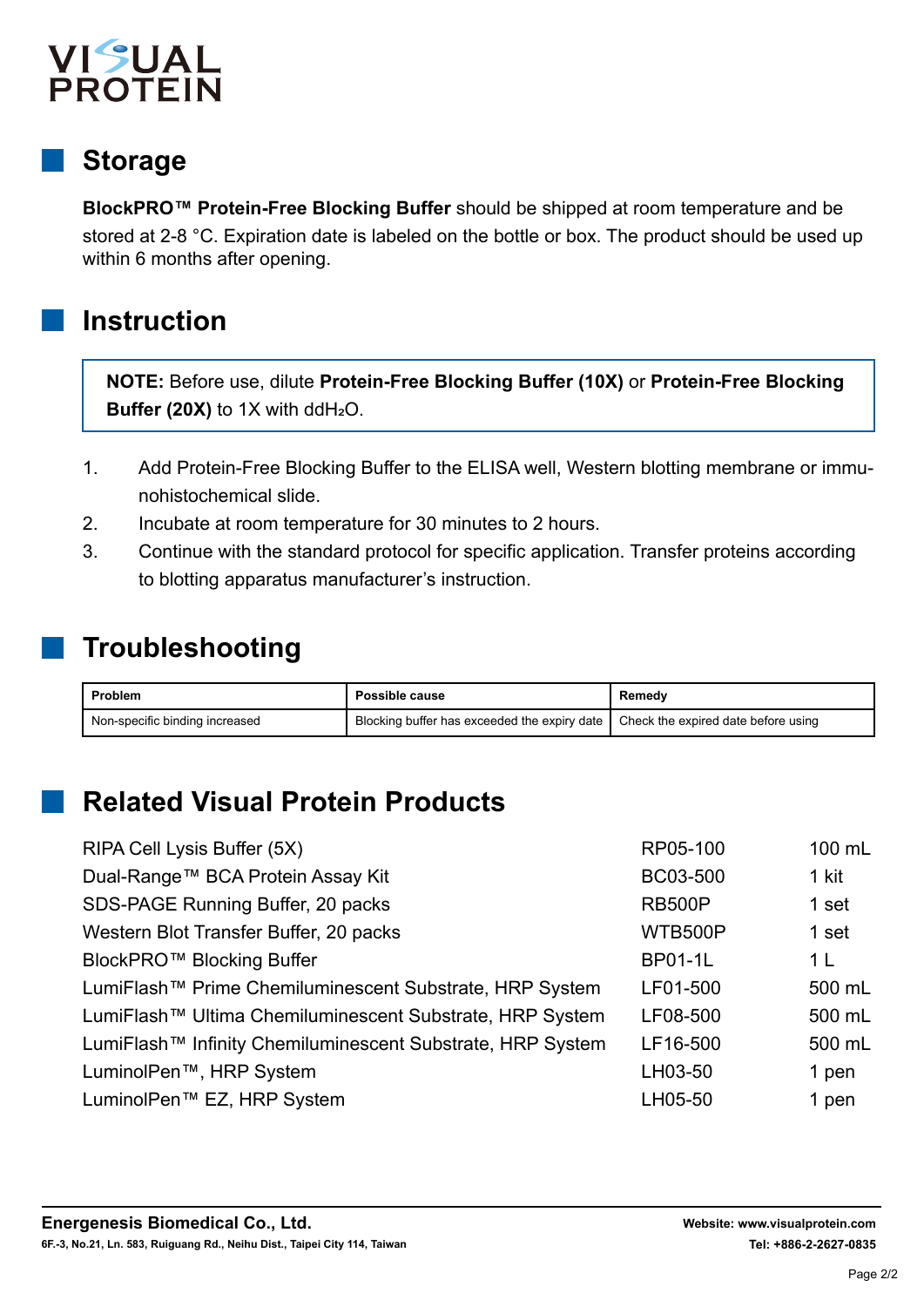## Storage

**BlockPRO™ Protein-Free Blocking Buffer** should be shipped at room temperature and be stored at 2-8 °C. Expiration date is labeled on the bottle or box. The product should be used up within 6 months after opening.

## Instruction

> **NOTE:** Before use, dilute **Protein-Free Blocking Buffer (10X)** or **Protein-Free Blocking Buffer (20X)** to 1X with $ddH_2O$.

1. Add Protein-Free Blocking Buffer to the ELISA well, Western blotting membrane or immunohistochemical slide.
2. Incubate at room temperature for 30 minutes to 2 hours.
3. Continue with the standard protocol for specific application. Transfer proteins according to blotting apparatus manufacturer's instruction.

## Troubleshooting

| Problem | Possible cause | Remedy |
|---|---|---|
| Non-specific binding increased | Blocking buffer has exceeded the expiry date | Check the expired date before using |

## Related Visual Protein Products

| | | |
|---|---|---|
| RIPA Cell Lysis Buffer (5X) | RP05-100 | 100 mL |
| Dual-Range™ BCA Protein Assay Kit | BC03-500 | 1 kit |
| SDS-PAGE Running Buffer, 20 packs | RB500P | 1 set |
| Western Blot Transfer Buffer, 20 packs | WTB500P | 1 set |
| BlockPRO™ Blocking Buffer | BP01-1L | 1 L |
| LumiFlash™ Prime Chemiluminescent Substrate, HRP System | LF01-500 | 500 mL |
| LumiFlash™ Ultima Chemiluminescent Substrate, HRP System | LF08-500 | 500 mL |
| LumiFlash™ Infinity Chemiluminescent Substrate, HRP System | LF16-500 | 500 mL |
| LuminolPen™, HRP System | LH03-50 | 1 pen |
| LuminolPen™ EZ, HRP System | LH05-50 | 1 pen |

**Energenesis Biomedical Co., Ltd.**
6F.-3, No.21, Ln. 583, Ruiguang Rd., Neihu Dist., Taipei City 114, Taiwan

Website: www.visualprotein.com
Tel: +886-2-2627-0835